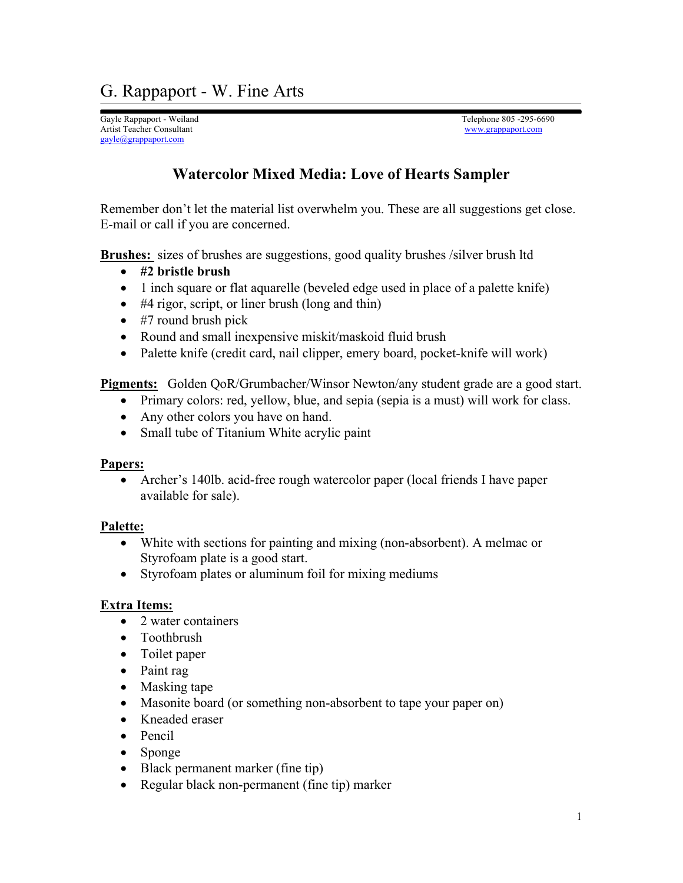# G. Rappaport - W. Fine Arts

Gayle Rappaport - Weiland
Artist Teacher Consultant
gayle@grappaport.com

Telephone 805 -295-6690
www.grappaport.com

## Watercolor Mixed Media: Love of Hearts Sampler

Remember don't let the material list overwhelm you. These are all suggestions get close. E-mail or call if you are concerned.

**Brushes:** sizes of brushes are suggestions, good quality brushes /silver brush ltd

- **#2 bristle brush**
- 1 inch square or flat aquarelle (beveled edge used in place of a palette knife)
- #4 rigor, script, or liner brush (long and thin)
- #7 round brush pick
- Round and small inexpensive miskit/maskoid fluid brush
- Palette knife (credit card, nail clipper, emery board, pocket-knife will work)

**Pigments:** Golden QoR/Grumbacher/Winsor Newton/any student grade are a good start.

- Primary colors: red, yellow, blue, and sepia (sepia is a must) will work for class.
- Any other colors you have on hand.
- Small tube of Titanium White acrylic paint

**Papers:**

- Archer's 140lb. acid-free rough watercolor paper (local friends I have paper available for sale).

**Palette:**

- White with sections for painting and mixing (non-absorbent). A melmac or Styrofoam plate is a good start.
- Styrofoam plates or aluminum foil for mixing mediums

**Extra Items:**

- 2 water containers
- Toothbrush
- Toilet paper
- Paint rag
- Masking tape
- Masonite board (or something non-absorbent to tape your paper on)
- Kneaded eraser
- Pencil
- Sponge
- Black permanent marker (fine tip)
- Regular black non-permanent (fine tip) marker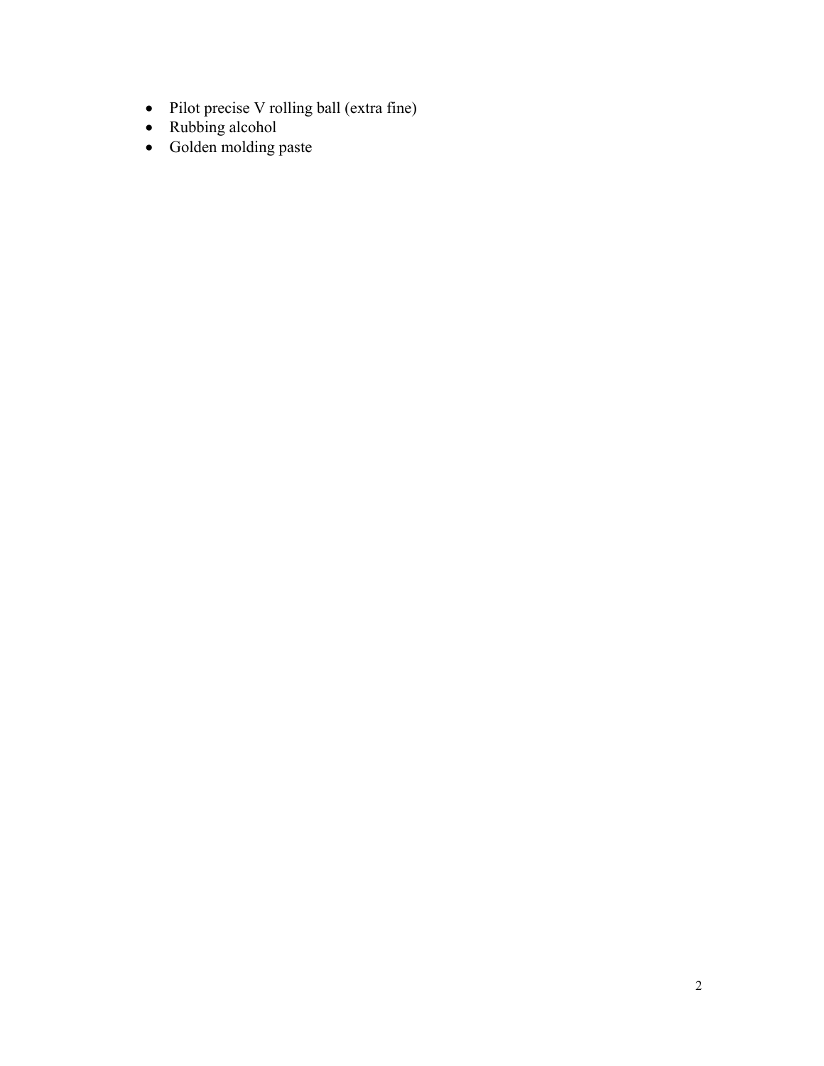- Pilot precise V rolling ball (extra fine)
- Rubbing alcohol
- Golden molding paste